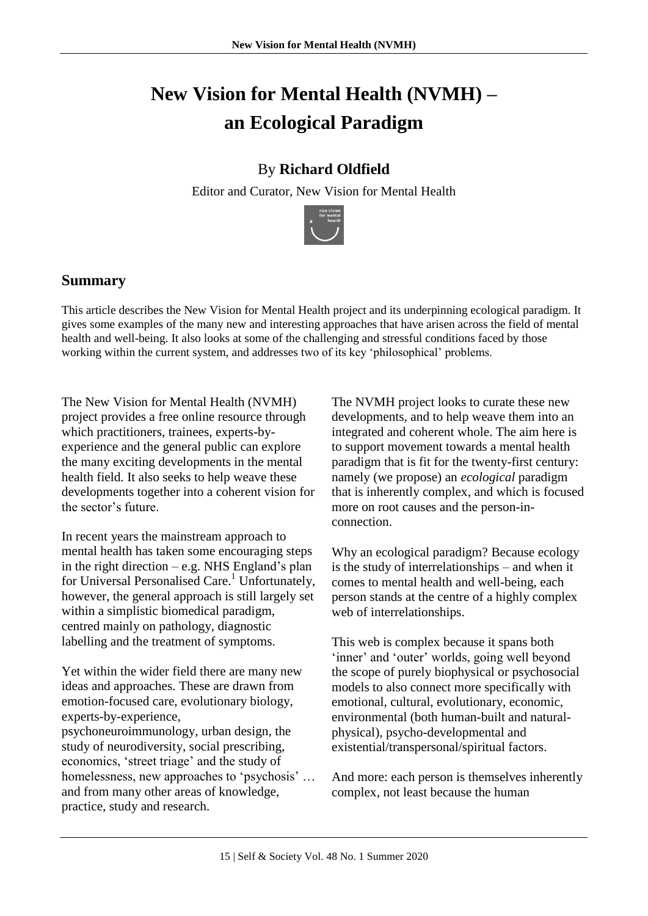# New Vision for Mental Health (NVMH) – an Ecological Paradigm

By **Richard Oldfield**

Editor and Curator, New Vision for Mental Health

## Summary

This article describes the New Vision for Mental Health project and its underpinning ecological paradigm. It gives some examples of the many new and interesting approaches that have arisen across the field of mental health and well-being. It also looks at some of the challenging and stressful conditions faced by those working within the current system, and addresses two of its key 'philosophical' problems.

The New Vision for Mental Health (NVMH) project provides a free online resource through which practitioners, trainees, experts-by-experience and the general public can explore the many exciting developments in the mental health field. It also seeks to help weave these developments together into a coherent vision for the sector's future.

In recent years the mainstream approach to mental health has taken some encouraging steps in the right direction – e.g. NHS England's plan for Universal Personalised Care.[1] Unfortunately, however, the general approach is still largely set within a simplistic biomedical paradigm, centred mainly on pathology, diagnostic labelling and the treatment of symptoms.

Yet within the wider field there are many new ideas and approaches. These are drawn from emotion-focused care, evolutionary biology, experts-by-experience, psychoneuroimmunology, urban design, the study of neurodiversity, social prescribing, economics, 'street triage' and the study of homelessness, new approaches to 'psychosis' … and from many other areas of knowledge, practice, study and research.

The NVMH project looks to curate these new developments, and to help weave them into an integrated and coherent whole. The aim here is to support movement towards a mental health paradigm that is fit for the twenty-first century: namely (we propose) an *ecological* paradigm that is inherently complex, and which is focused more on root causes and the person-in-connection.

Why an ecological paradigm? Because ecology is the study of interrelationships – and when it comes to mental health and well-being, each person stands at the centre of a highly complex web of interrelationships.

This web is complex because it spans both 'inner' and 'outer' worlds, going well beyond the scope of purely biophysical or psychosocial models to also connect more specifically with emotional, cultural, evolutionary, economic, environmental (both human-built and natural-physical), psycho-developmental and existential/transpersonal/spiritual factors.

And more: each person is themselves inherently complex, not least because the human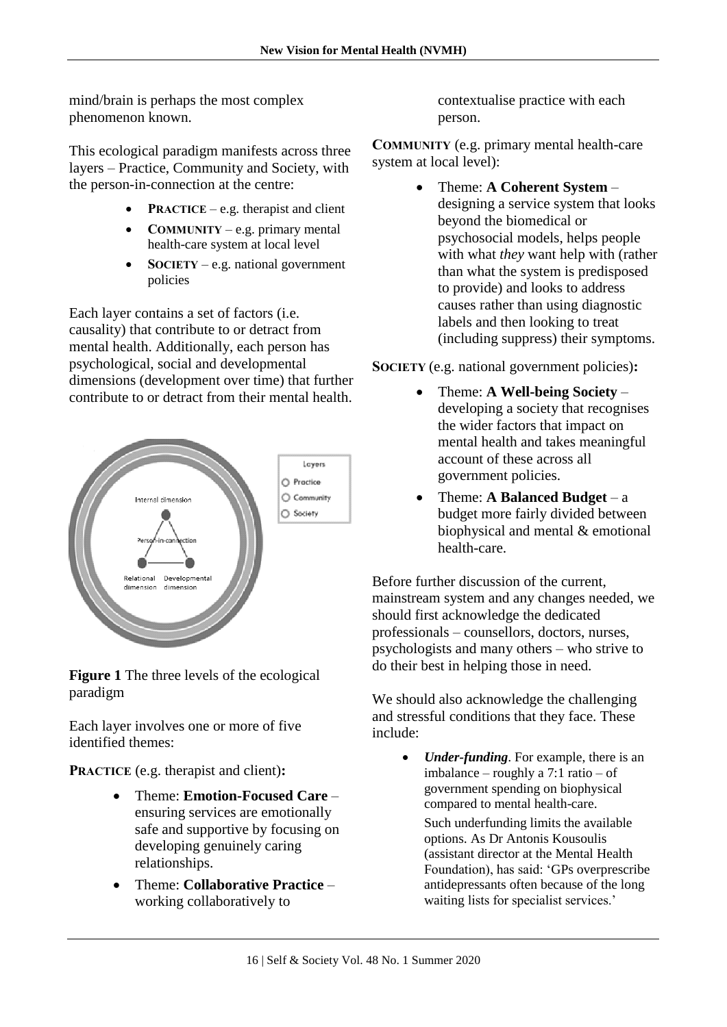mind/brain is perhaps the most complex phenomenon known.

This ecological paradigm manifests across three layers – Practice, Community and Society, with the person-in-connection at the centre:

- **PRACTICE** – e.g. therapist and client
- **COMMUNITY** – e.g. primary mental health-care system at local level
- **SOCIETY** – e.g. national government policies

Each layer contains a set of factors (i.e. causality) that contribute to or detract from mental health. Additionally, each person has psychological, social and developmental dimensions (development over time) that further contribute to or detract from their mental health.

**Figure 1** The three levels of the ecological paradigm

Each layer involves one or more of five identified themes:

**PRACTICE** (e.g. therapist and client)**:**

- Theme: **Emotion-Focused Care** – ensuring services are emotionally safe and supportive by focusing on developing genuinely caring relationships.
- Theme: **Collaborative Practice** – working collaboratively to contextualise practice with each person.

**COMMUNITY** (e.g. primary mental health-care system at local level):

- Theme: **A Coherent System** – designing a service system that looks beyond the biomedical or psychosocial models, helps people with what *they* want help with (rather than what the system is predisposed to provide) and looks to address causes rather than using diagnostic labels and then looking to treat (including suppress) their symptoms.

**SOCIETY** (e.g. national government policies)**:**

- Theme: **A Well-being Society** – developing a society that recognises the wider factors that impact on mental health and takes meaningful account of these across all government policies.
- Theme: **A Balanced Budget** – a budget more fairly divided between biophysical and mental & emotional health-care.

Before further discussion of the current, mainstream system and any changes needed, we should first acknowledge the dedicated professionals – counsellors, doctors, nurses, psychologists and many others – who strive to do their best in helping those in need.

We should also acknowledge the challenging and stressful conditions that they face. These include:

- ***Under-funding***. For example, there is an imbalance – roughly a 7:1 ratio – of government spending on biophysical compared to mental health-care.

  Such underfunding limits the available options. As Dr Antonis Kousoulis (assistant director at the Mental Health Foundation), has said: 'GPs overprescribe antidepressants often because of the long waiting lists for specialist services.'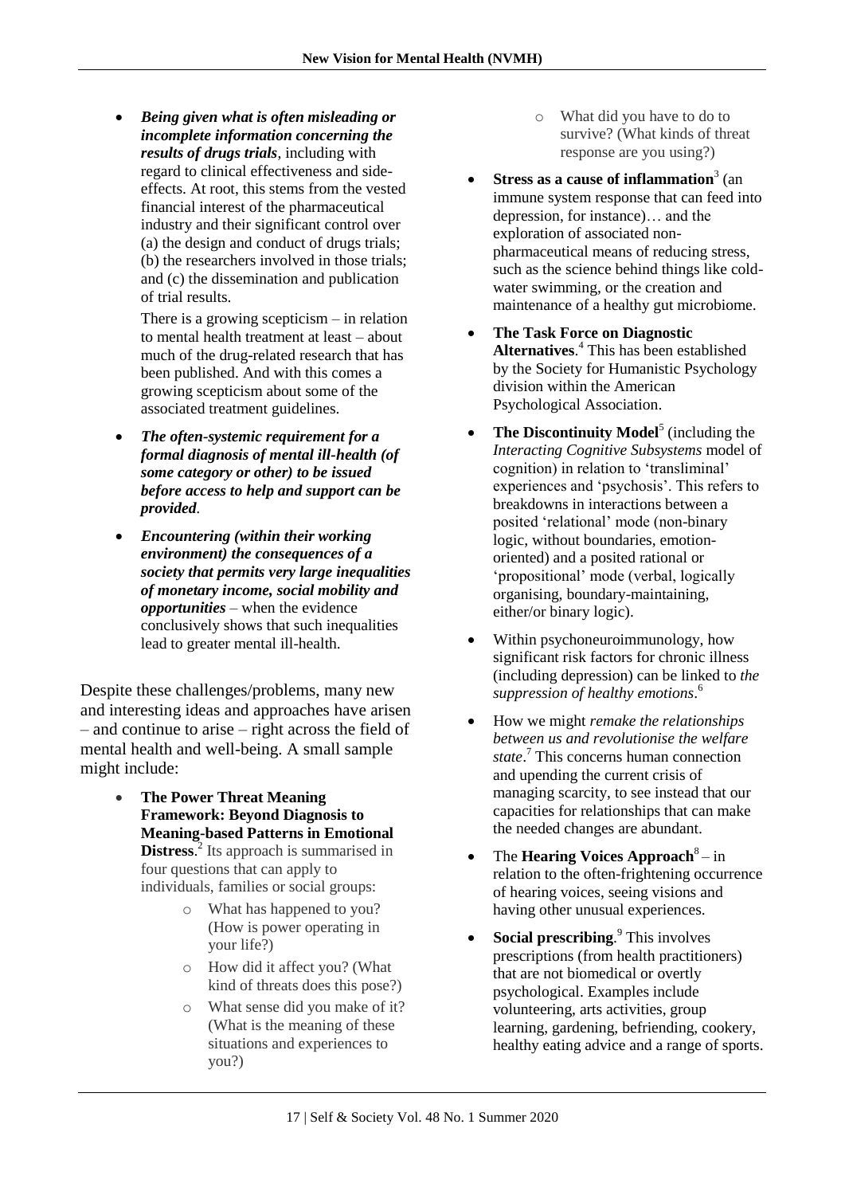- ***Being given what is often misleading or incomplete information concerning the results of drugs trials***, including with regard to clinical effectiveness and side-effects. At root, this stems from the vested financial interest of the pharmaceutical industry and their significant control over (a) the design and conduct of drugs trials; (b) the researchers involved in those trials; and (c) the dissemination and publication of trial results.

  There is a growing scepticism – in relation to mental health treatment at least – about much of the drug-related research that has been published. And with this comes a growing scepticism about some of the associated treatment guidelines.

- ***The often-systemic requirement for a formal diagnosis of mental ill-health (of some category or other) to be issued before access to help and support can be provided.***

- ***Encountering (within their working environment) the consequences of a society that permits very large inequalities of monetary income, social mobility and opportunities*** – when the evidence conclusively shows that such inequalities lead to greater mental ill-health.

Despite these challenges/problems, many new and interesting ideas and approaches have arisen – and continue to arise – right across the field of mental health and well-being. A small sample might include:

- **The Power Threat Meaning Framework: Beyond Diagnosis to Meaning-based Patterns in Emotional Distress**.[2] Its approach is summarised in four questions that can apply to individuals, families or social groups:
  - What has happened to you? (How is power operating in your life?)
  - How did it affect you? (What kind of threats does this pose?)
  - What sense did you make of it? (What is the meaning of these situations and experiences to you?)
  - What did you have to do to survive? (What kinds of threat response are you using?)
- **Stress as a cause of inflammation**[3] (an immune system response that can feed into depression, for instance)… and the exploration of associated non-pharmaceutical means of reducing stress, such as the science behind things like cold-water swimming, or the creation and maintenance of a healthy gut microbiome.
- **The Task Force on Diagnostic Alternatives**.[4] This has been established by the Society for Humanistic Psychology division within the American Psychological Association.
- **The Discontinuity Model**[5] (including the *Interacting Cognitive Subsystems* model of cognition) in relation to 'transliminal' experiences and 'psychosis'. This refers to breakdowns in interactions between a posited 'relational' mode (non-binary logic, without boundaries, emotion-oriented) and a posited rational or 'propositional' mode (verbal, logically organising, boundary-maintaining, either/or binary logic).
- Within psychoneuroimmunology, how significant risk factors for chronic illness (including depression) can be linked to *the suppression of healthy emotions*.[6]
- How we might *remake the relationships between us and revolutionise the welfare state*.[7] This concerns human connection and upending the current crisis of managing scarcity, to see instead that our capacities for relationships that can make the needed changes are abundant.
- The **Hearing Voices Approach**[8] – in relation to the often-frightening occurrence of hearing voices, seeing visions and having other unusual experiences.
- **Social prescribing**.[9] This involves prescriptions (from health practitioners) that are not biomedical or overtly psychological. Examples include volunteering, arts activities, group learning, gardening, befriending, cookery, healthy eating advice and a range of sports.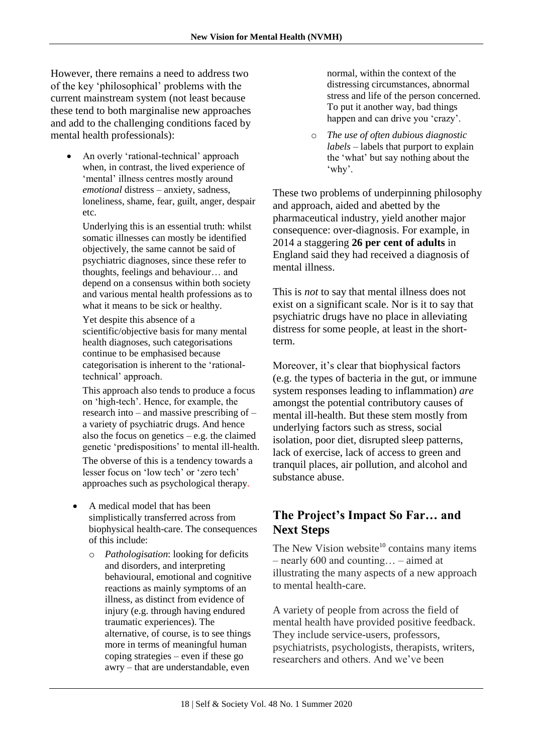However, there remains a need to address two of the key 'philosophical' problems with the current mainstream system (not least because these tend to both marginalise new approaches and add to the challenging conditions faced by mental health professionals):

- An overly 'rational-technical' approach when, in contrast, the lived experience of 'mental' illness centres mostly around *emotional* distress – anxiety, sadness, loneliness, shame, fear, guilt, anger, despair etc.

  Underlying this is an essential truth: whilst somatic illnesses can mostly be identified objectively, the same cannot be said of psychiatric diagnoses, since these refer to thoughts, feelings and behaviour… and depend on a consensus within both society and various mental health professions as to what it means to be sick or healthy.

  Yet despite this absence of a scientific/objective basis for many mental health diagnoses, such categorisations continue to be emphasised because categorisation is inherent to the 'rational-technical' approach.

  This approach also tends to produce a focus on 'high-tech'. Hence, for example, the research into – and massive prescribing of – a variety of psychiatric drugs. And hence also the focus on genetics – e.g. the claimed genetic 'predispositions' to mental ill-health.

  The obverse of this is a tendency towards a lesser focus on 'low tech' or 'zero tech' approaches such as psychological therapy.

- A medical model that has been simplistically transferred across from biophysical health-care. The consequences of this include:
  - *Pathologisation*: looking for deficits and disorders, and interpreting behavioural, emotional and cognitive reactions as mainly symptoms of an illness, as distinct from evidence of injury (e.g. through having endured traumatic experiences). The alternative, of course, is to see things more in terms of meaningful human coping strategies – even if these go awry – that are understandable, even normal, within the context of the distressing circumstances, abnormal stress and life of the person concerned. To put it another way, bad things happen and can drive you 'crazy'.
  - *The use of often dubious diagnostic labels* – labels that purport to explain the 'what' but say nothing about the 'why'.

These two problems of underpinning philosophy and approach, aided and abetted by the pharmaceutical industry, yield another major consequence: over-diagnosis. For example, in 2014 a staggering **26 per cent of adults** in England said they had received a diagnosis of mental illness.

This is *not* to say that mental illness does not exist on a significant scale. Nor is it to say that psychiatric drugs have no place in alleviating distress for some people, at least in the short-term.

Moreover, it's clear that biophysical factors (e.g. the types of bacteria in the gut, or immune system responses leading to inflammation) *are* amongst the potential contributory causes of mental ill-health. But these stem mostly from underlying factors such as stress, social isolation, poor diet, disrupted sleep patterns, lack of exercise, lack of access to green and tranquil places, air pollution, and alcohol and substance abuse.

## The Project's Impact So Far… and Next Steps

The New Vision website[10] contains many items – nearly 600 and counting… – aimed at illustrating the many aspects of a new approach to mental health-care.

A variety of people from across the field of mental health have provided positive feedback. They include service-users, professors, psychiatrists, psychologists, therapists, writers, researchers and others. And we've been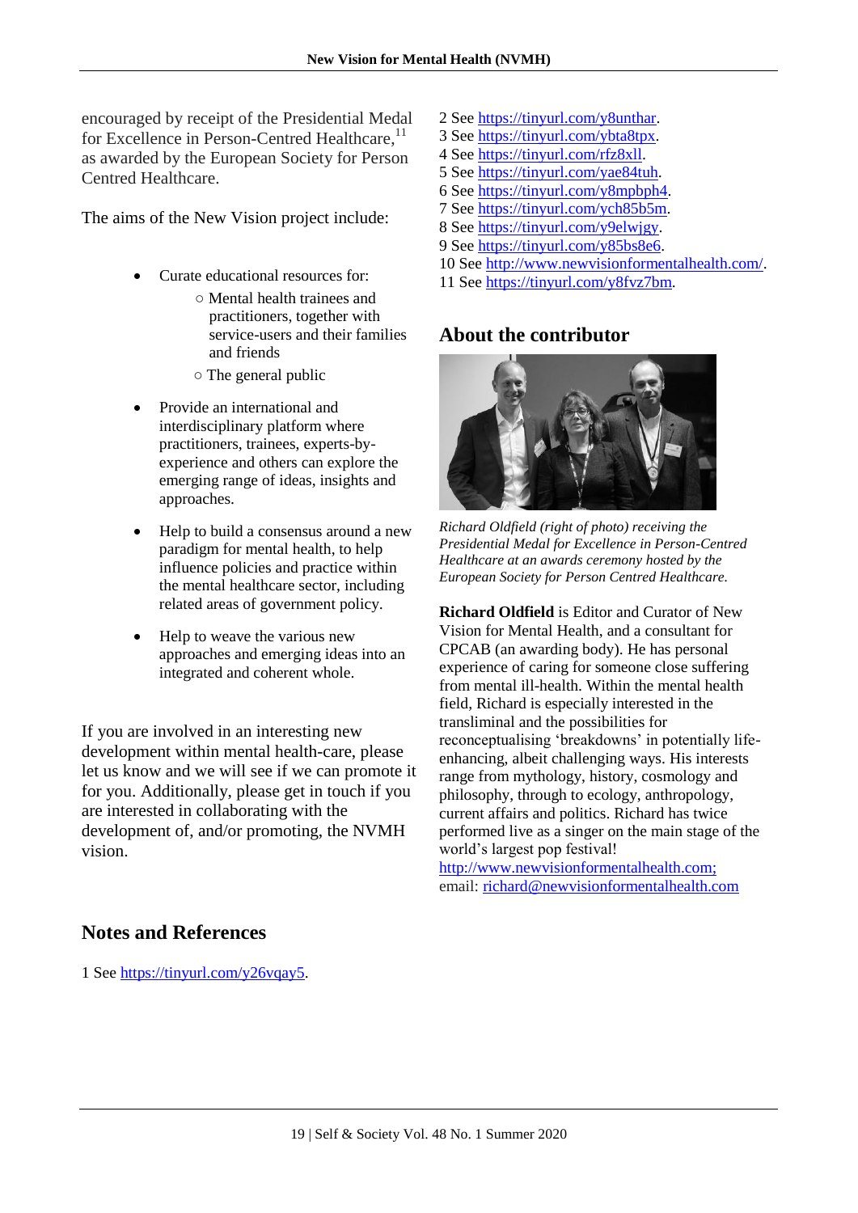encouraged by receipt of the Presidential Medal for Excellence in Person-Centred Healthcare,[11] as awarded by the European Society for Person Centred Healthcare.

The aims of the New Vision project include:

- Curate educational resources for:
  - Mental health trainees and practitioners, together with service-users and their families and friends
  - The general public
- Provide an international and interdisciplinary platform where practitioners, trainees, experts-by-experience and others can explore the emerging range of ideas, insights and approaches.
- Help to build a consensus around a new paradigm for mental health, to help influence policies and practice within the mental healthcare sector, including related areas of government policy.
- Help to weave the various new approaches and emerging ideas into an integrated and coherent whole.

If you are involved in an interesting new development within mental health-care, please let us know and we will see if we can promote it for you. Additionally, please get in touch if you are interested in collaborating with the development of, and/or promoting, the NVMH vision.

## Notes and References

1 See https://tinyurl.com/y26vqay5.
2 See https://tinyurl.com/y8unthar.
3 See https://tinyurl.com/ybta8tpx.
4 See https://tinyurl.com/rfz8xll.
5 See https://tinyurl.com/yae84tuh.
6 See https://tinyurl.com/y8mpbph4.
7 See https://tinyurl.com/ych85b5m.
8 See https://tinyurl.com/y9elwjgy.
9 See https://tinyurl.com/y85bs8e6.
10 See http://www.newvisionformentalhealth.com/.
11 See https://tinyurl.com/y8fvz7bm.

## About the contributor

*Richard Oldfield (right of photo) receiving the Presidential Medal for Excellence in Person-Centred Healthcare at an awards ceremony hosted by the European Society for Person Centred Healthcare.*

**Richard Oldfield** is Editor and Curator of New Vision for Mental Health, and a consultant for CPCAB (an awarding body). He has personal experience of caring for someone close suffering from mental ill-health. Within the mental health field, Richard is especially interested in the transliminal and the possibilities for reconceptualising 'breakdowns' in potentially life-enhancing, albeit challenging ways. His interests range from mythology, history, cosmology and philosophy, through to ecology, anthropology, current affairs and politics. Richard has twice performed live as a singer on the main stage of the world's largest pop festival!
http://www.newvisionformentalhealth.com;
email: richard@newvisionformentalhealth.com